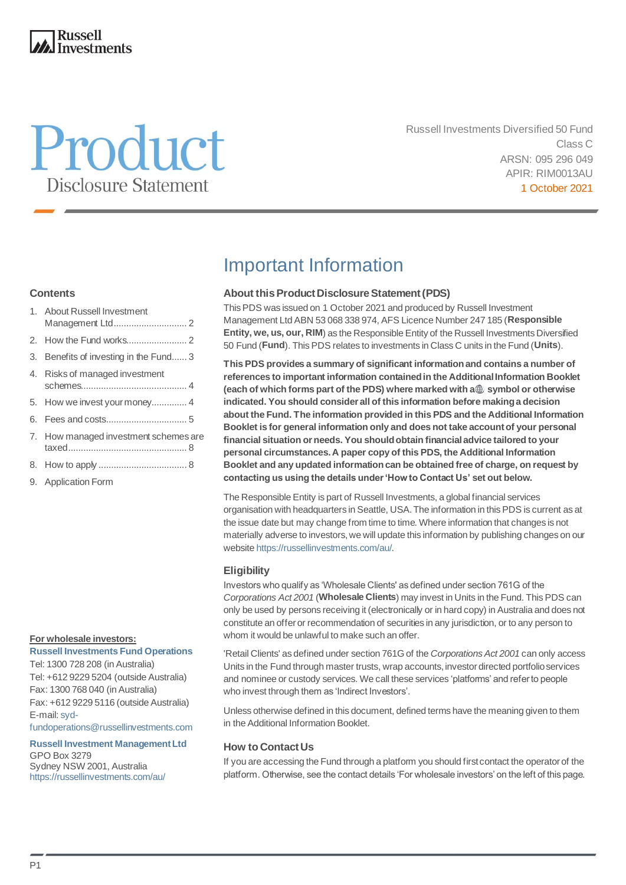Russell Investments

# Product

Disclosure Statement

Russell Investments Diversified 50 Fund
Class C
ARSN: 095 296 049
APIR: RIM0013AU
1 October 2021

## Contents

1. About Russell Investment Management Ltd.............................. 2
2. How the Fund works........................ 2
3. Benefits of investing in the Fund...... 3
4. Risks of managed investment schemes.......................................... 4
5. How we invest your money............. 4
6. Fees and costs................................ 5
7. How managed investment schemes are taxed............................................... 8
8. How to apply .................................. 8
9. Application Form

**For wholesale investors:**

**Russell Investments Fund Operations**
Tel: 1300 728 208 (in Australia)
Tel: +612 9229 5204 (outside Australia)
Fax: 1300 768 040 (in Australia)
Fax: +612 9229 5116 (outside Australia)
E-mail: syd-fundoperations@russellinvestments.com

**Russell Investment Management Ltd**
GPO Box 3279
Sydney NSW 2001, Australia
https://russellinvestments.com/au/

# Important Information

### About this Product Disclosure Statement (PDS)

This PDS was issued on 1 October 2021 and produced by Russell Investment Management Ltd ABN 53 068 338 974, AFS Licence Number 247 185 (**Responsible Entity, we, us, our, RIM**) as the Responsible Entity of the Russell Investments Diversified 50 Fund (**Fund**). This PDS relates to investments in Class C units in the Fund (**Units**).

**This PDS provides a summary of significant information and contains a number of references to important information contained in the Additional Information Booklet (each of which forms part of the PDS) where marked with a 🌐 symbol or otherwise indicated. You should consider all of this information before making a decision about the Fund. The information provided in this PDS and the Additional Information Booklet is for general information only and does not take account of your personal financial situation or needs. You should obtain financial advice tailored to your personal circumstances. A paper copy of this PDS, the Additional Information Booklet and any updated information can be obtained free of charge, on request by contacting us using the details under 'How to Contact Us' set out below.**

The Responsible Entity is part of Russell Investments, a global financial services organisation with headquarters in Seattle, USA. The information in this PDS is current as at the issue date but may change from time to time. Where information that changes is not materially adverse to investors, we will update this information by publishing changes on our website https://russellinvestments.com/au/.

### Eligibility

Investors who qualify as 'Wholesale Clients' as defined under section 761G of the *Corporations Act 2001* (**Wholesale Clients**) may invest in Units in the Fund. This PDS can only be used by persons receiving it (electronically or in hard copy) in Australia and does not constitute an offer or recommendation of securities in any jurisdiction, or to any person to whom it would be unlawful to make such an offer.

'Retail Clients' as defined under section 761G of the *Corporations Act 2001* can only access Units in the Fund through master trusts, wrap accounts, investor directed portfolio services and nominee or custody services. We call these services 'platforms' and refer to people who invest through them as 'Indirect Investors'.

Unless otherwise defined in this document, defined terms have the meaning given to them in the Additional Information Booklet.

### How to Contact Us

If you are accessing the Fund through a platform you should first contact the operator of the platform. Otherwise, see the contact details 'For wholesale investors' on the left of this page.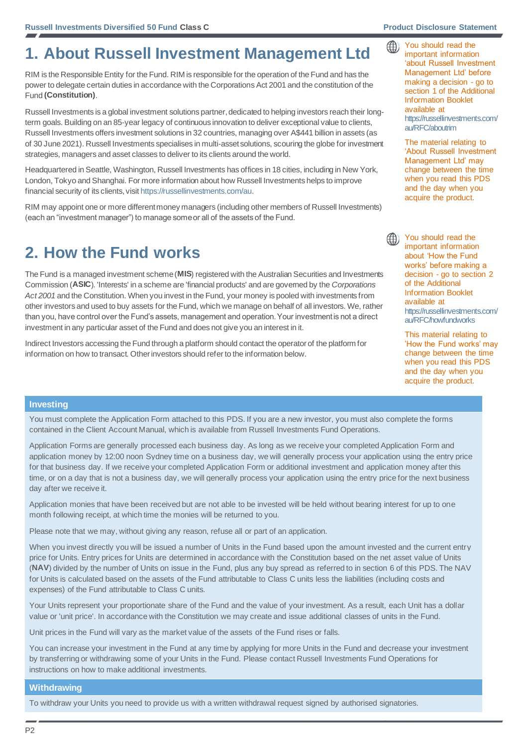# 1. About Russell Investment Management Ltd

RIM is the Responsible Entity for the Fund. RIM is responsible for the operation of the Fund and has the power to delegate certain duties in accordance with the Corporations Act 2001 and the constitution of the Fund **(Constitution)**.

Russell Investments is a global investment solutions partner, dedicated to helping investors reach their long-term goals. Building on an 85-year legacy of continuous innovation to deliver exceptional value to clients, Russell Investments offers investment solutions in 32 countries, managing over A$441 billion in assets (as of 30 June 2021). Russell Investments specialises in multi-asset solutions, scouring the globe for investment strategies, managers and asset classes to deliver to its clients around the world.

Headquartered in Seattle, Washington, Russell Investments has offices in 18 cities, including in New York, London, Tokyo and Shanghai. For more information about how Russell Investments helps to improve financial security of its clients, visit https://russellinvestments.com/au.

RIM may appoint one or more different money managers (including other members of Russell Investments) (each an "investment manager") to manage some or all of the assets of the Fund.

You should read the important information 'about Russell Investment Management Ltd' before making a decision - go to section 1 of the Additional Information Booklet available at https://russellinvestments.com/au/RFC/aboutrim

The material relating to 'About Russell Investment Management Ltd' may change between the time when you read this PDS and the day when you acquire the product.

# 2. How the Fund works

The Fund is a managed investment scheme (**MIS**) registered with the Australian Securities and Investments Commission (**ASIC**). 'Interests' in a scheme are 'financial products' and are governed by the *Corporations Act 2001* and the Constitution. When you invest in the Fund, your money is pooled with investments from other investors and used to buy assets for the Fund, which we manage on behalf of all investors. We, rather than you, have control over the Fund's assets, management and operation. Your investment is not a direct investment in any particular asset of the Fund and does not give you an interest in it.

Indirect Investors accessing the Fund through a platform should contact the operator of the platform for information on how to transact. Other investors should refer to the information below.

You should read the important information about 'How the Fund works' before making a decision - go to section 2 of the Additional Information Booklet available at https://russellinvestments.com/au/RFC/howfundworks

This material relating to 'How the Fund works' may change between the time when you read this PDS and the day when you acquire the product.

### Investing

You must complete the Application Form attached to this PDS. If you are a new investor, you must also complete the forms contained in the Client Account Manual, which is available from Russell Investments Fund Operations.

Application Forms are generally processed each business day. As long as we receive your completed Application Form and application money by 12:00 noon Sydney time on a business day, we will generally process your application using the entry price for that business day. If we receive your completed Application Form or additional investment and application money after this time, or on a day that is not a business day, we will generally process your application using the entry price for the next business day after we receive it.

Application monies that have been received but are not able to be invested will be held without bearing interest for up to one month following receipt, at which time the monies will be returned to you.

Please note that we may, without giving any reason, refuse all or part of an application.

When you invest directly you will be issued a number of Units in the Fund based upon the amount invested and the current entry price for Units. Entry prices for Units are determined in accordance with the Constitution based on the net asset value of Units (**NAV**) divided by the number of Units on issue in the Fund, plus any buy spread as referred to in section 6 of this PDS. The NAV for Units is calculated based on the assets of the Fund attributable to Class C units less the liabilities (including costs and expenses) of the Fund attributable to Class C units.

Your Units represent your proportionate share of the Fund and the value of your investment. As a result, each Unit has a dollar value or 'unit price'. In accordance with the Constitution we may create and issue additional classes of units in the Fund.

Unit prices in the Fund will vary as the market value of the assets of the Fund rises or falls.

You can increase your investment in the Fund at any time by applying for more Units in the Fund and decrease your investment by transferring or withdrawing some of your Units in the Fund. Please contact Russell Investments Fund Operations for instructions on how to make additional investments.

### Withdrawing

To withdraw your Units you need to provide us with a written withdrawal request signed by authorised signatories.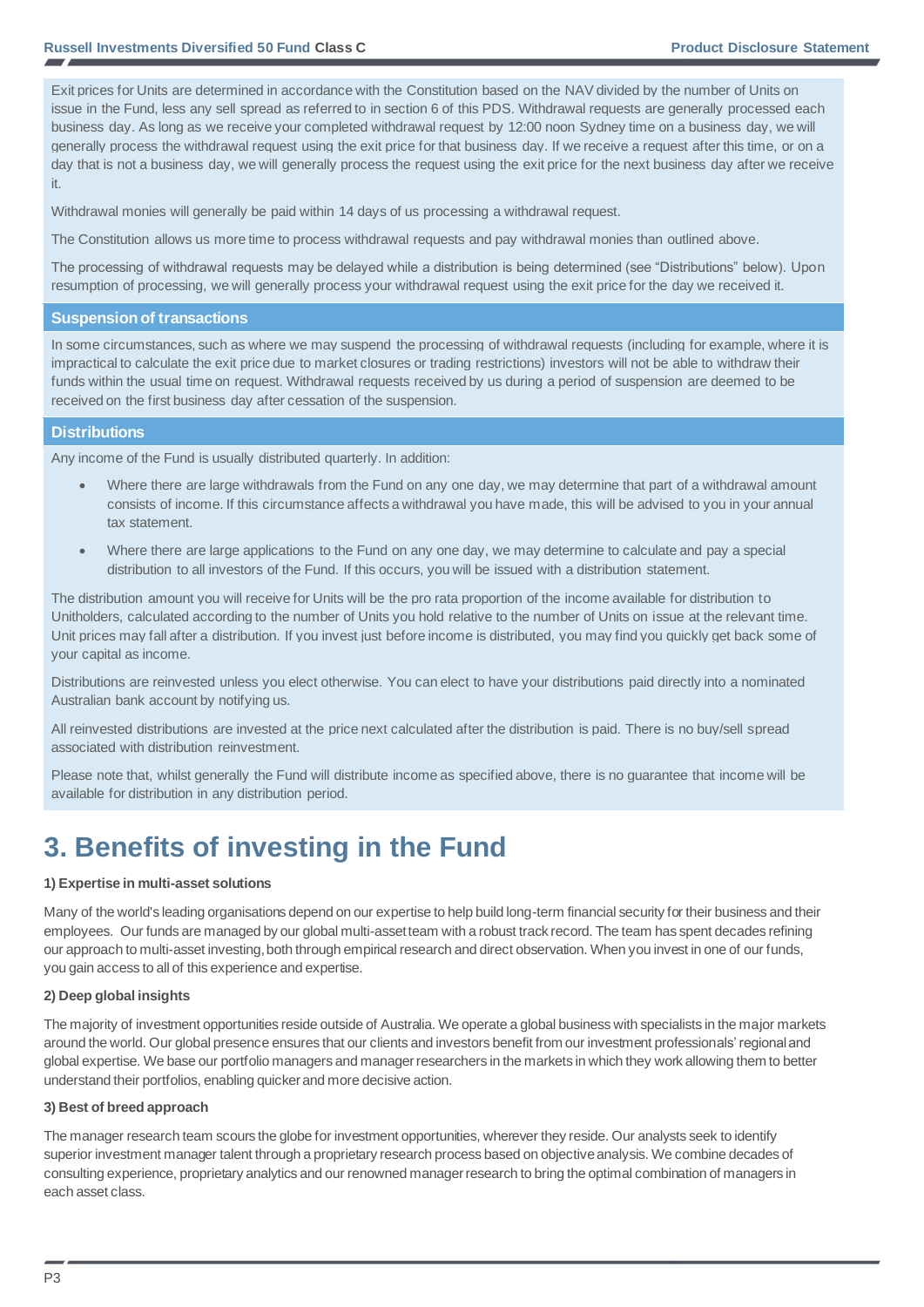Exit prices for Units are determined in accordance with the Constitution based on the NAV divided by the number of Units on issue in the Fund, less any sell spread as referred to in section 6 of this PDS. Withdrawal requests are generally processed each business day. As long as we receive your completed withdrawal request by 12:00 noon Sydney time on a business day, we will generally process the withdrawal request using the exit price for that business day. If we receive a request after this time, or on a day that is not a business day, we will generally process the request using the exit price for the next business day after we receive it.

Withdrawal monies will generally be paid within 14 days of us processing a withdrawal request.

The Constitution allows us more time to process withdrawal requests and pay withdrawal monies than outlined above.

The processing of withdrawal requests may be delayed while a distribution is being determined (see "Distributions" below). Upon resumption of processing, we will generally process your withdrawal request using the exit price for the day we received it.

### Suspension of transactions

In some circumstances, such as where we may suspend the processing of withdrawal requests (including for example, where it is impractical to calculate the exit price due to market closures or trading restrictions) investors will not be able to withdraw their funds within the usual time on request. Withdrawal requests received by us during a period of suspension are deemed to be received on the first business day after cessation of the suspension.

### Distributions

Any income of the Fund is usually distributed quarterly. In addition:

- Where there are large withdrawals from the Fund on any one day, we may determine that part of a withdrawal amount consists of income. If this circumstance affects a withdrawal you have made, this will be advised to you in your annual tax statement.
- Where there are large applications to the Fund on any one day, we may determine to calculate and pay a special distribution to all investors of the Fund. If this occurs, you will be issued with a distribution statement.

The distribution amount you will receive for Units will be the pro rata proportion of the income available for distribution to Unitholders, calculated according to the number of Units you hold relative to the number of Units on issue at the relevant time. Unit prices may fall after a distribution. If you invest just before income is distributed, you may find you quickly get back some of your capital as income.

Distributions are reinvested unless you elect otherwise. You can elect to have your distributions paid directly into a nominated Australian bank account by notifying us.

All reinvested distributions are invested at the price next calculated after the distribution is paid. There is no buy/sell spread associated with distribution reinvestment.

Please note that, whilst generally the Fund will distribute income as specified above, there is no guarantee that income will be available for distribution in any distribution period.

# 3. Benefits of investing in the Fund

**1) Expertise in multi-asset solutions**

Many of the world's leading organisations depend on our expertise to help build long-term financial security for their business and their employees. Our funds are managed by our global multi-asset team with a robust track record. The team has spent decades refining our approach to multi-asset investing, both through empirical research and direct observation. When you invest in one of our funds, you gain access to all of this experience and expertise.

**2) Deep global insights**

The majority of investment opportunities reside outside of Australia. We operate a global business with specialists in the major markets around the world. Our global presence ensures that our clients and investors benefit from our investment professionals' regional and global expertise. We base our portfolio managers and manager researchers in the markets in which they work allowing them to better understand their portfolios, enabling quicker and more decisive action.

**3) Best of breed approach**

The manager research team scours the globe for investment opportunities, wherever they reside. Our analysts seek to identify superior investment manager talent through a proprietary research process based on objective analysis. We combine decades of consulting experience, proprietary analytics and our renowned manager research to bring the optimal combination of managers in each asset class.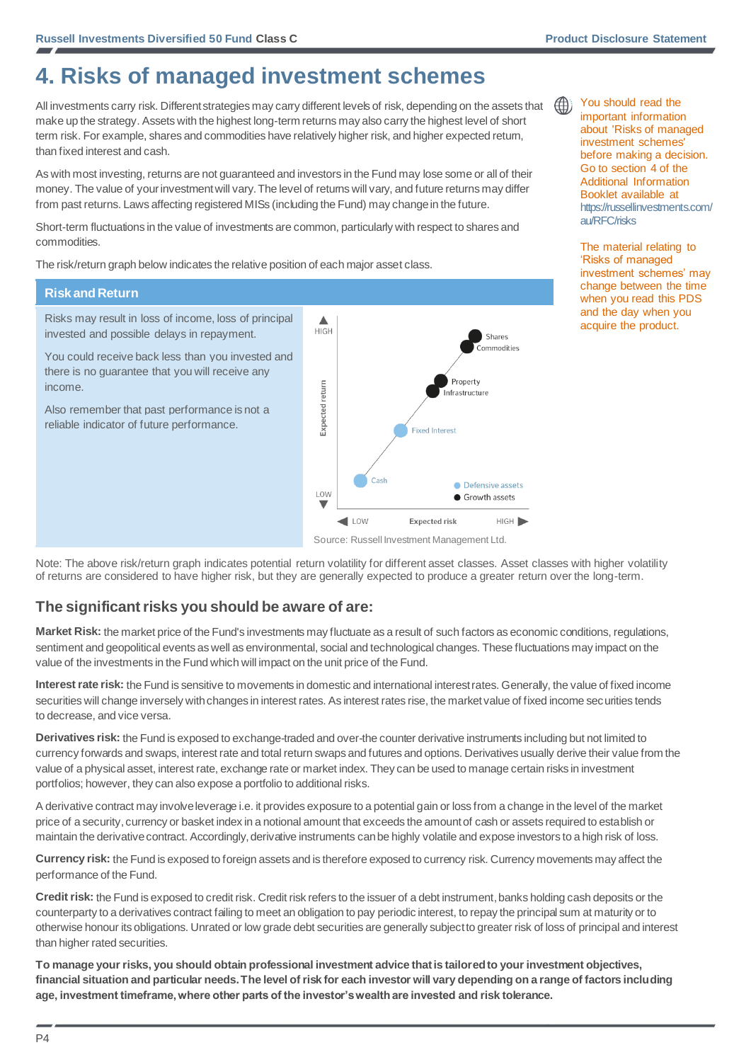# 4. Risks of managed investment schemes

All investments carry risk. Different strategies may carry different levels of risk, depending on the assets that make up the strategy. Assets with the highest long-term returns may also carry the highest level of short term risk. For example, shares and commodities have relatively higher risk, and higher expected return, than fixed interest and cash.

As with most investing, returns are not guaranteed and investors in the Fund may lose some or all of their money. The value of your investment will vary. The level of returns will vary, and future returns may differ from past returns. Laws affecting registered MISs (including the Fund) may change in the future.

Short-term fluctuations in the value of investments are common, particularly with respect to shares and commodities.

The risk/return graph below indicates the relative position of each major asset class.

You should read the important information about 'Risks of managed investment schemes' before making a decision. Go to section 4 of the Additional Information Booklet available at https://russellinvestments.com/au/RFC/risks

The material relating to 'Risks of managed investment schemes' may change between the time when you read this PDS and the day when you acquire the product.

## Risk and Return

Risks may result in loss of income, loss of principal invested and possible delays in repayment.

You could receive back less than you invested and there is no guarantee that you will receive any income.

Also remember that past performance is not a reliable indicator of future performance.

Source: Russell Investment Management Ltd.

Note: The above risk/return graph indicates potential return volatility for different asset classes. Asset classes with higher volatility of returns are considered to have higher risk, but they are generally expected to produce a greater return over the long-term.

## The significant risks you should be aware of are:

**Market Risk:** the market price of the Fund's investments may fluctuate as a result of such factors as economic conditions, regulations, sentiment and geopolitical events as well as environmental, social and technological changes. These fluctuations may impact on the value of the investments in the Fund which will impact on the unit price of the Fund.

**Interest rate risk:** the Fund is sensitive to movements in domestic and international interest rates. Generally, the value of fixed income securities will change inversely with changes in interest rates. As interest rates rise, the market value of fixed income securities tends to decrease, and vice versa.

**Derivatives risk:** the Fund is exposed to exchange-traded and over-the counter derivative instruments including but not limited to currency forwards and swaps, interest rate and total return swaps and futures and options. Derivatives usually derive their value from the value of a physical asset, interest rate, exchange rate or market index. They can be used to manage certain risks in investment portfolios; however, they can also expose a portfolio to additional risks.

A derivative contract may involve leverage i.e. it provides exposure to a potential gain or loss from a change in the level of the market price of a security, currency or basket index in a notional amount that exceeds the amount of cash or assets required to establish or maintain the derivative contract. Accordingly, derivative instruments can be highly volatile and expose investors to a high risk of loss.

**Currency risk:** the Fund is exposed to foreign assets and is therefore exposed to currency risk. Currency movements may affect the performance of the Fund.

**Credit risk:** the Fund is exposed to credit risk. Credit risk refers to the issuer of a debt instrument, banks holding cash deposits or the counterparty to a derivatives contract failing to meet an obligation to pay periodic interest, to repay the principal sum at maturity or to otherwise honour its obligations. Unrated or low grade debt securities are generally subject to greater risk of loss of principal and interest than higher rated securities.

**To manage your risks, you should obtain professional investment advice that is tailored to your investment objectives, financial situation and particular needs. The level of risk for each investor will vary depending on a range of factors including age, investment timeframe, where other parts of the investor's wealth are invested and risk tolerance.**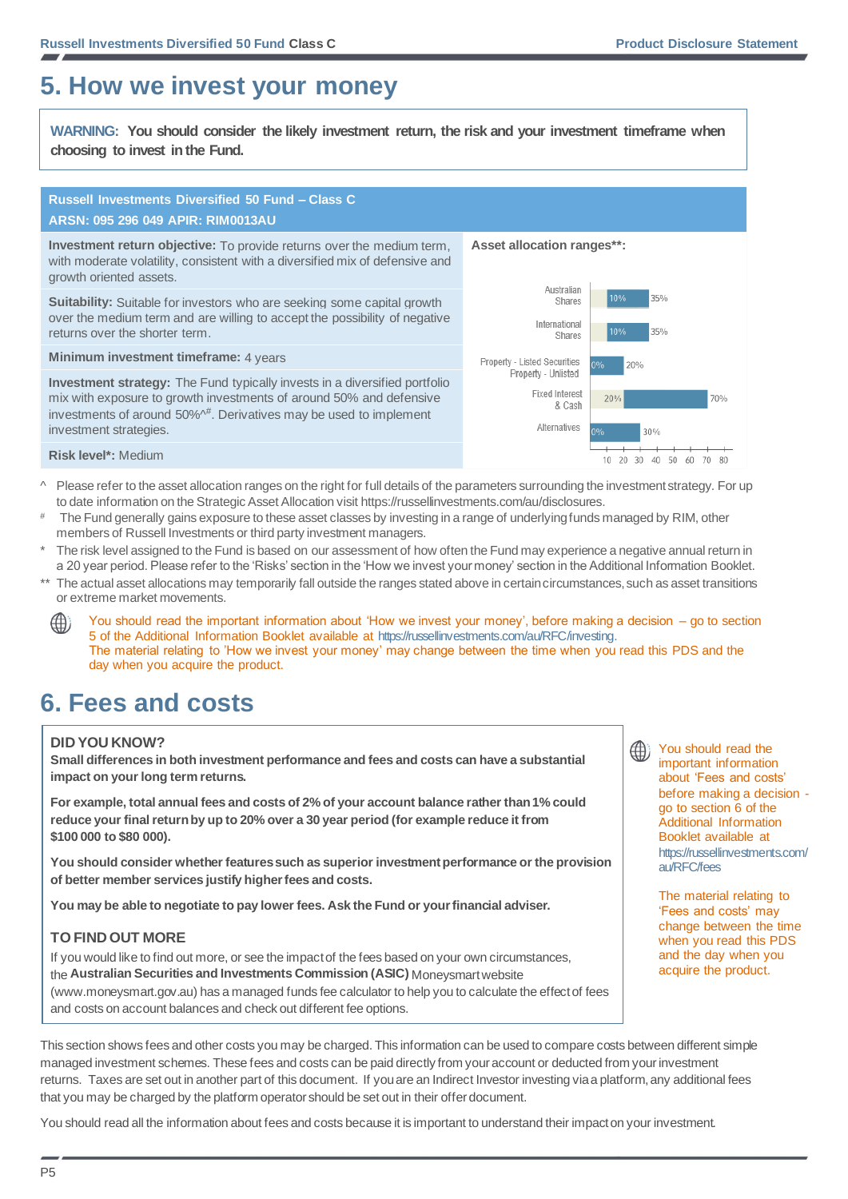# 5. How we invest your money

**WARNING: You should consider the likely investment return, the risk and your investment timeframe when choosing to invest in the Fund.**

**Russell Investments Diversified 50 Fund – Class C**
**ARSN: 095 296 049 APIR: RIM0013AU**

**Investment return objective:** To provide returns over the medium term, with moderate volatility, consistent with a diversified mix of defensive and growth oriented assets.

**Suitability:** Suitable for investors who are seeking some capital growth over the medium term and are willing to accept the possibility of negative returns over the shorter term.

**Minimum investment timeframe:** 4 years

**Investment strategy:** The Fund typically invests in a diversified portfolio mix with exposure to growth investments of around 50% and defensive investments of around 50%^#. Derivatives may be used to implement investment strategies.

**Risk level*:** Medium

**Asset allocation ranges**:**

| Asset class | Minimum | Maximum |
|---|---|---|
| Australian Shares | 10% | 35% |
| International Shares | 10% | 35% |
| Property - Listed Securities / Property - Unlisted | 0% | 20% |
| Fixed Interest & Cash | 20% | 70% |
| Alternatives | 0% | 30% |

^ Please refer to the asset allocation ranges on the right for full details of the parameters surrounding the investment strategy. For up to date information on the Strategic Asset Allocation visit https://russellinvestments.com/au/disclosures.

# The Fund generally gains exposure to these asset classes by investing in a range of underlying funds managed by RIM, other members of Russell Investments or third party investment managers.

* The risk level assigned to the Fund is based on our assessment of how often the Fund may experience a negative annual return in a 20 year period. Please refer to the 'Risks' section in the 'How we invest your money' section in the Additional Information Booklet.

** The actual asset allocations may temporarily fall outside the ranges stated above in certain circumstances, such as asset transitions or extreme market movements.

You should read the important information about 'How we invest your money', before making a decision – go to section 5 of the Additional Information Booklet available at https://russellinvestments.com/au/RFC/investing. The material relating to 'How we invest your money' may change between the time when you read this PDS and the day when you acquire the product.

# 6. Fees and costs

**DID YOU KNOW?**

**Small differences in both investment performance and fees and costs can have a substantial impact on your long term returns.**

**For example, total annual fees and costs of 2% of your account balance rather than 1% could reduce your final return by up to 20% over a 30 year period (for example reduce it from $100 000 to $80 000).**

**You should consider whether features such as superior investment performance or the provision of better member services justify higher fees and costs.**

**You may be able to negotiate to pay lower fees. Ask the Fund or your financial adviser.**

**TO FIND OUT MORE**

If you would like to find out more, or see the impact of the fees based on your own circumstances, the **Australian Securities and Investments Commission (ASIC)** Moneysmart website (www.moneysmart.gov.au) has a managed funds fee calculator to help you to calculate the effect of fees and costs on account balances and check out different fee options.

You should read the important information about 'Fees and costs' before making a decision - go to section 6 of the Additional Information Booklet available at https://russellinvestments.com/au/RFC/fees

The material relating to 'Fees and costs' may change between the time when you read this PDS and the day when you acquire the product.

This section shows fees and other costs you may be charged. This information can be used to compare costs between different simple managed investment schemes. These fees and costs can be paid directly from your account or deducted from your investment returns. Taxes are set out in another part of this document. If you are an Indirect Investor investing via a platform, any additional fees that you may be charged by the platform operator should be set out in their offer document.

You should read all the information about fees and costs because it is important to understand their impact on your investment.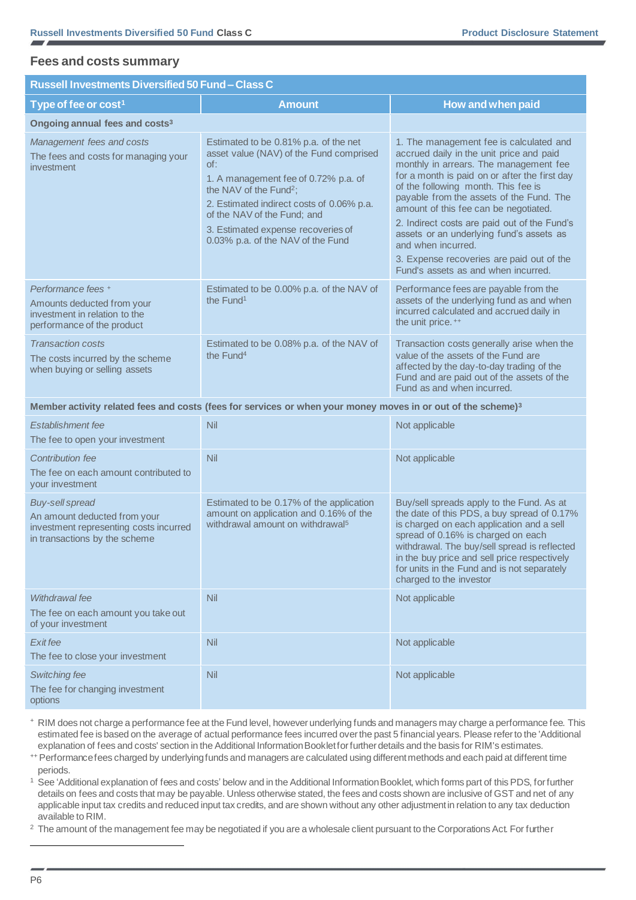## Fees and costs summary

| Russell Investments Diversified 50 Fund – Class C | | |
|---|---|---|
| **Type of fee or cost[1]** | **Amount** | **How and when paid** |
| **Ongoing annual fees and costs[3]** | | |
| *Management fees and costs*<br>The fees and costs for managing your investment | Estimated to be 0.81% p.a. of the net asset value (NAV) of the Fund comprised of:<br>1. A management fee of 0.72% p.a. of the NAV of the Fund[2];<br>2. Estimated indirect costs of 0.06% p.a. of the NAV of the Fund; and<br>3. Estimated expense recoveries of 0.03% p.a. of the NAV of the Fund | 1. The management fee is calculated and accrued daily in the unit price and paid monthly in arrears. The management fee for a month is paid on or after the first day of the following month. This fee is payable from the assets of the Fund. The amount of this fee can be negotiated.<br>2. Indirect costs are paid out of the Fund's assets or an underlying fund's assets as and when incurred.<br>3. Expense recoveries are paid out of the Fund's assets as and when incurred. |
| *Performance fees [+]*<br>Amounts deducted from your investment in relation to the performance of the product | Estimated to be 0.00% p.a. of the NAV of the Fund[1] | Performance fees are payable from the assets of the underlying fund as and when incurred calculated and accrued daily in the unit price. [++] |
| *Transaction costs*<br>The costs incurred by the scheme when buying or selling assets | Estimated to be 0.08% p.a. of the NAV of the Fund[4] | Transaction costs generally arise when the value of the assets of the Fund are affected by the day-to-day trading of the Fund and are paid out of the assets of the Fund as and when incurred. |
| **Member activity related fees and costs (fees for services or when your money moves in or out of the scheme)[3]** | | |
| *Establishment fee*<br>The fee to open your investment | Nil | Not applicable |
| *Contribution fee*<br>The fee on each amount contributed to your investment | Nil | Not applicable |
| *Buy-sell spread*<br>An amount deducted from your investment representing costs incurred in transactions by the scheme | Estimated to be 0.17% of the application amount on application and 0.16% of the withdrawal amount on withdrawal[5] | Buy/sell spreads apply to the Fund. As at the date of this PDS, a buy spread of 0.17% is charged on each application and a sell spread of 0.16% is charged on each withdrawal. The buy/sell spread is reflected in the buy price and sell price respectively for units in the Fund and is not separately charged to the investor |
| *Withdrawal fee*<br>The fee on each amount you take out of your investment | Nil | Not applicable |
| *Exit fee*<br>The fee to close your investment | Nil | Not applicable |
| *Switching fee*<br>The fee for changing investment options | Nil | Not applicable |

[+] RIM does not charge a performance fee at the Fund level, however underlying funds and managers may charge a performance fee. This estimated fee is based on the average of actual performance fees incurred over the past 5 financial years. Please refer to the 'Additional explanation of fees and costs' section in the Additional Information Booklet for further details and the basis for RIM's estimates.

[++] Performance fees charged by underlying funds and managers are calculated using different methods and each paid at different time periods.

[1] See 'Additional explanation of fees and costs' below and in the Additional Information Booklet, which forms part of this PDS, for further details on fees and costs that may be payable. Unless otherwise stated, the fees and costs shown are inclusive of GST and net of any applicable input tax credits and reduced input tax credits, and are shown without any adjustment in relation to any tax deduction available to RIM.

[2] The amount of the management fee may be negotiated if you are a wholesale client pursuant to the Corporations Act. For further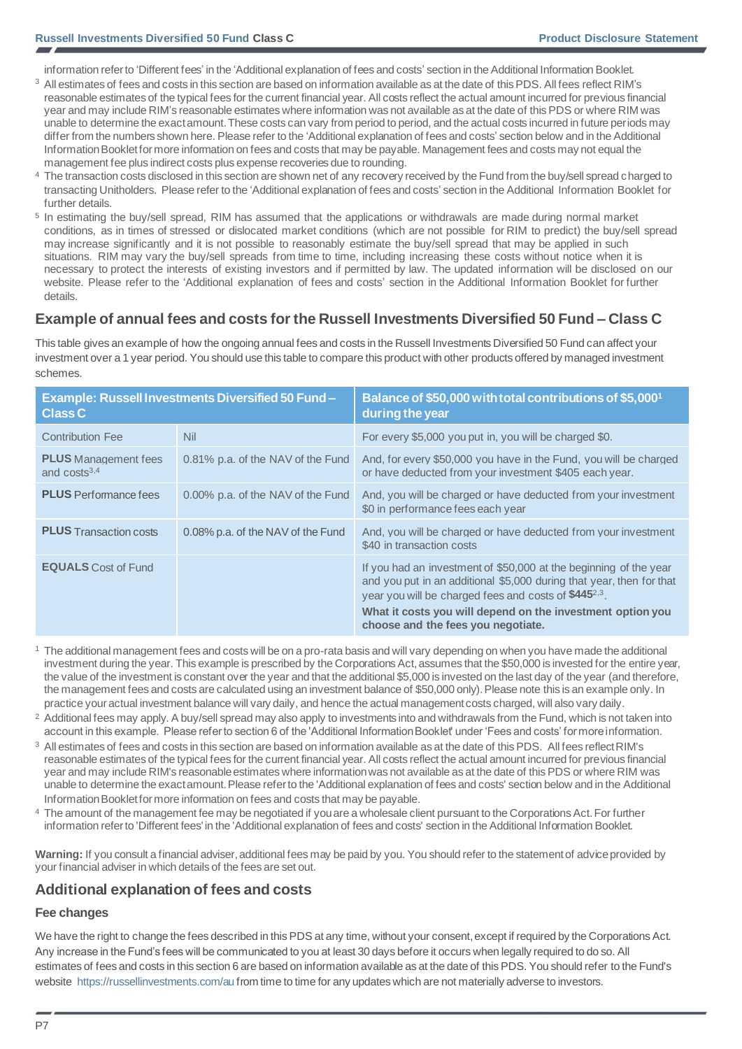information refer to 'Different fees' in the 'Additional explanation of fees and costs' section in the Additional Information Booklet.

[3] All estimates of fees and costs in this section are based on information available as at the date of this PDS. All fees reflect RIM's reasonable estimates of the typical fees for the current financial year. All costs reflect the actual amount incurred for previous financial year and may include RIM's reasonable estimates where information was not available as at the date of this PDS or where RIM was unable to determine the exact amount. These costs can vary from period to period, and the actual costs incurred in future periods may differ from the numbers shown here. Please refer to the 'Additional explanation of fees and costs' section below and in the Additional Information Booklet for more information on fees and costs that may be payable. Management fees and costs may not equal the management fee plus indirect costs plus expense recoveries due to rounding.

[4] The transaction costs disclosed in this section are shown net of any recovery received by the Fund from the buy/sell spread charged to transacting Unitholders. Please refer to the 'Additional explanation of fees and costs' section in the Additional Information Booklet for further details.

[5] In estimating the buy/sell spread, RIM has assumed that the applications or withdrawals are made during normal market conditions, as in times of stressed or dislocated market conditions (which are not possible for RIM to predict) the buy/sell spread may increase significantly and it is not possible to reasonably estimate the buy/sell spread that may be applied in such situations. RIM may vary the buy/sell spreads from time to time, including increasing these costs without notice when it is necessary to protect the interests of existing investors and if permitted by law. The updated information will be disclosed on our website. Please refer to the 'Additional explanation of fees and costs' section in the Additional Information Booklet for further details.

## Example of annual fees and costs for the Russell Investments Diversified 50 Fund – Class C

This table gives an example of how the ongoing annual fees and costs in the Russell Investments Diversified 50 Fund can affect your investment over a 1 year period. You should use this table to compare this product with other products offered by managed investment schemes.

| Example: Russell Investments Diversified 50 Fund – Class C | | Balance of $50,000 with total contributions of $5,000[1] during the year |
|---|---|---|
| Contribution Fee | Nil | For every $5,000 you put in, you will be charged $0. |
| **PLUS** Management fees and costs[3,4] | 0.81% p.a. of the NAV of the Fund | And, for every $50,000 you have in the Fund, you will be charged or have deducted from your investment $405 each year. |
| **PLUS** Performance fees | 0.00% p.a. of the NAV of the Fund | And, you will be charged or have deducted from your investment $0 in performance fees each year |
| **PLUS** Transaction costs | 0.08% p.a. of the NAV of the Fund | And, you will be charged or have deducted from your investment $40 in transaction costs |
| **EQUALS** Cost of Fund | | If you had an investment of $50,000 at the beginning of the year and you put in an additional $5,000 during that year, then for that year you will be charged fees and costs of **$445**[2,3]. **What it costs you will depend on the investment option you choose and the fees you negotiate.** |

[1] The additional management fees and costs will be on a pro-rata basis and will vary depending on when you have made the additional investment during the year. This example is prescribed by the Corporations Act, assumes that the $50,000 is invested for the entire year, the value of the investment is constant over the year and that the additional $5,000 is invested on the last day of the year (and therefore, the management fees and costs are calculated using an investment balance of $50,000 only). Please note this is an example only. In practice your actual investment balance will vary daily, and hence the actual management costs charged, will also vary daily.

[2] Additional fees may apply. A buy/sell spread may also apply to investments into and withdrawals from the Fund, which is not taken into account in this example. Please refer to section 6 of the 'Additional Information Booklet' under 'Fees and costs' for more information.

[3] All estimates of fees and costs in this section are based on information available as at the date of this PDS. All fees reflect RIM's reasonable estimates of the typical fees for the current financial year. All costs reflect the actual amount incurred for previous financial year and may include RIM's reasonable estimates where information was not available as at the date of this PDS or where RIM was unable to determine the exact amount. Please refer to the 'Additional explanation of fees and costs' section below and in the Additional Information Booklet for more information on fees and costs that may be payable.

[4] The amount of the management fee may be negotiated if you are a wholesale client pursuant to the Corporations Act. For further information refer to 'Different fees' in the 'Additional explanation of fees and costs' section in the Additional Information Booklet.

**Warning:** If you consult a financial adviser, additional fees may be paid by you. You should refer to the statement of advice provided by your financial adviser in which details of the fees are set out.

## Additional explanation of fees and costs

### Fee changes

We have the right to change the fees described in this PDS at any time, without your consent, except if required by the Corporations Act. Any increase in the Fund's fees will be communicated to you at least 30 days before it occurs when legally required to do so. All estimates of fees and costs in this section 6 are based on information available as at the date of this PDS. You should refer to the Fund's website https://russellinvestments.com/au from time to time for any updates which are not materially adverse to investors.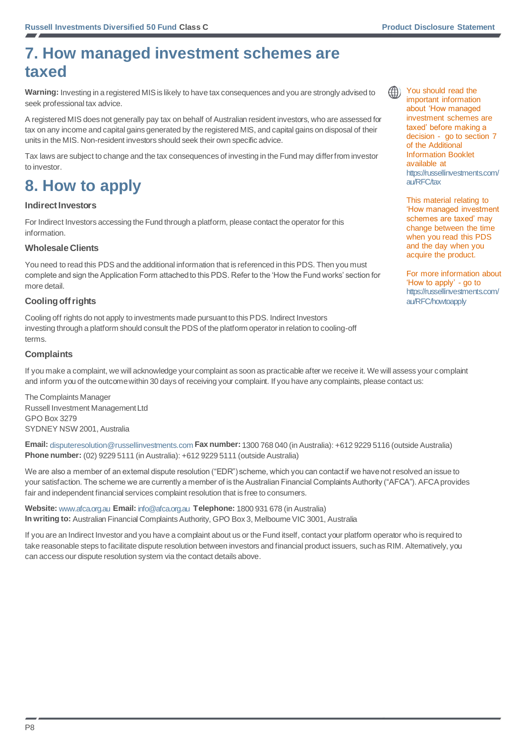# 7. How managed investment schemes are taxed

**Warning:** Investing in a registered MIS is likely to have tax consequences and you are strongly advised to seek professional tax advice.

A registered MIS does not generally pay tax on behalf of Australian resident investors, who are assessed for tax on any income and capital gains generated by the registered MIS, and capital gains on disposal of their units in the MIS. Non-resident investors should seek their own specific advice.

Tax laws are subject to change and the tax consequences of investing in the Fund may differ from investor to investor.

You should read the important information about 'How managed investment schemes are taxed' before making a decision - go to section 7 of the Additional Information Booklet available at https://russellinvestments.com/au/RFC/tax

This material relating to 'How managed investment schemes are taxed' may change between the time when you read this PDS and the day when you acquire the product.

# 8. How to apply

### Indirect Investors

For Indirect Investors accessing the Fund through a platform, please contact the operator for this information.

### Wholesale Clients

You need to read this PDS and the additional information that is referenced in this PDS. Then you must complete and sign the Application Form attached to this PDS. Refer to the 'How the Fund works' section for more detail.

For more information about 'How to apply' - go to https://russellinvestments.com/au/RFC/howtoapply

### Cooling off rights

Cooling off rights do not apply to investments made pursuant to this PDS. Indirect Investors investing through a platform should consult the PDS of the platform operator in relation to cooling-off terms.

### Complaints

If you make a complaint, we will acknowledge your complaint as soon as practicable after we receive it. We will assess your complaint and inform you of the outcome within 30 days of receiving your complaint. If you have any complaints, please contact us:

The Complaints Manager
Russell Investment Management Ltd
GPO Box 3279
SYDNEY NSW 2001, Australia

**Email:** disputeresolution@russellinvestments.com **Fax number:** 1300 768 040 (in Australia): +612 9229 5116 (outside Australia)
**Phone number:** (02) 9229 5111 (in Australia): +612 9229 5111 (outside Australia)

We are also a member of an external dispute resolution ("EDR") scheme, which you can contact if we have not resolved an issue to your satisfaction. The scheme we are currently a member of is the Australian Financial Complaints Authority ("AFCA"). AFCA provides fair and independent financial services complaint resolution that is free to consumers.

**Website:** www.afca.org.au **Email:** info@afca.org.au **Telephone:** 1800 931 678 (in Australia)
**In writing to:** Australian Financial Complaints Authority, GPO Box 3, Melbourne VIC 3001, Australia

If you are an Indirect Investor and you have a complaint about us or the Fund itself, contact your platform operator who is required to take reasonable steps to facilitate dispute resolution between investors and financial product issuers, such as RIM. Alternatively, you can access our dispute resolution system via the contact details above.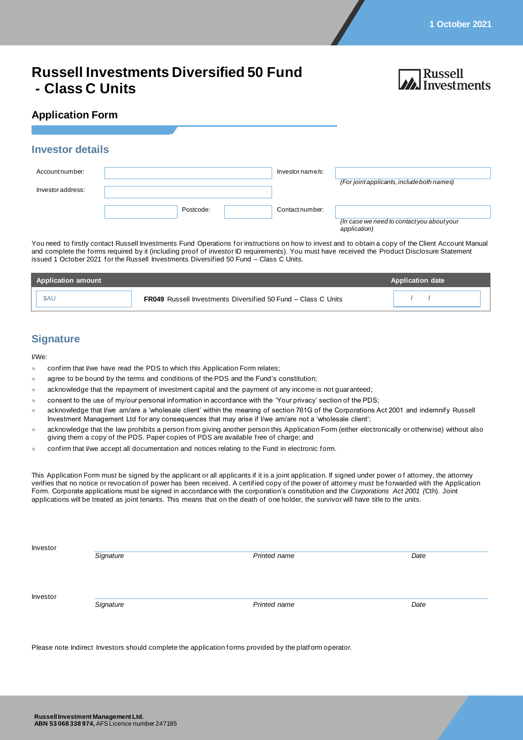1 October 2021

# Russell Investments Diversified 50 Fund - Class C Units

## Application Form

### Investor details

| | | | |
|---|---|---|---|
| Account number: | | Investor name/s: | *(For joint applicants, include both names)* |
| Investor address: | | | |
| | Postcode: | Contact number: | *(In case we need to contact you about your application)* |

You need to firstly contact Russell Investments Fund Operations for instructions on how to invest and to obtain a copy of the Client Account Manual and complete the forms required by it (including proof of investor ID requirements). You must have received the Product Disclosure Statement issued 1 October 2021 for the Russell Investments Diversified 50 Fund – Class C Units.

| Application amount | | Application date |
|---|---|---|
| $AU | **FR049** Russell Investments Diversified 50 Fund – Class C Units | / / |

### Signature

I/We:

- confirm that I/we have read the PDS to which this Application Form relates;
- agree to be bound by the terms and conditions of the PDS and the Fund's constitution;
- acknowledge that the repayment of investment capital and the payment of any income is not guaranteed;
- consent to the use of my/our personal information in accordance with the 'Your privacy' section of the PDS;
- acknowledge that I/we am/are a 'wholesale client' within the meaning of section 761G of the Corporations Act 2001 and indemnify Russell Investment Management Ltd for any consequences that may arise if I/we am/are not a 'wholesale client';
- acknowledge that the law prohibits a person from giving another person this Application Form (either electronically or otherwise) without also giving them a copy of the PDS. Paper copies of PDS are available free of charge; and
- confirm that I/we accept all documentation and notices relating to the Fund in electronic form.

This Application Form must be signed by the applicant or all applicants if it is a joint application. If signed under power of attorney, the attorney verifies that no notice or revocation of power has been received. A certified copy of the power of attorney must be forwarded with the Application Form. Corporate applications must be signed in accordance with the corporation's constitution and the *Corporations Act 2001 (*Cth). Joint applications will be treated as joint tenants. This means that on the death of one holder, the survivor will have title to the units.

| | | | |
|---|---|---|---|
| Investor | *Signature* | *Printed name* | *Date* |
| Investor | *Signature* | *Printed name* | *Date* |

Please note Indirect Investors should complete the application forms provided by the platform operator.

**Russell Investment Management Ltd.**
**ABN 53 068 338 974,** AFS Licence number 247185